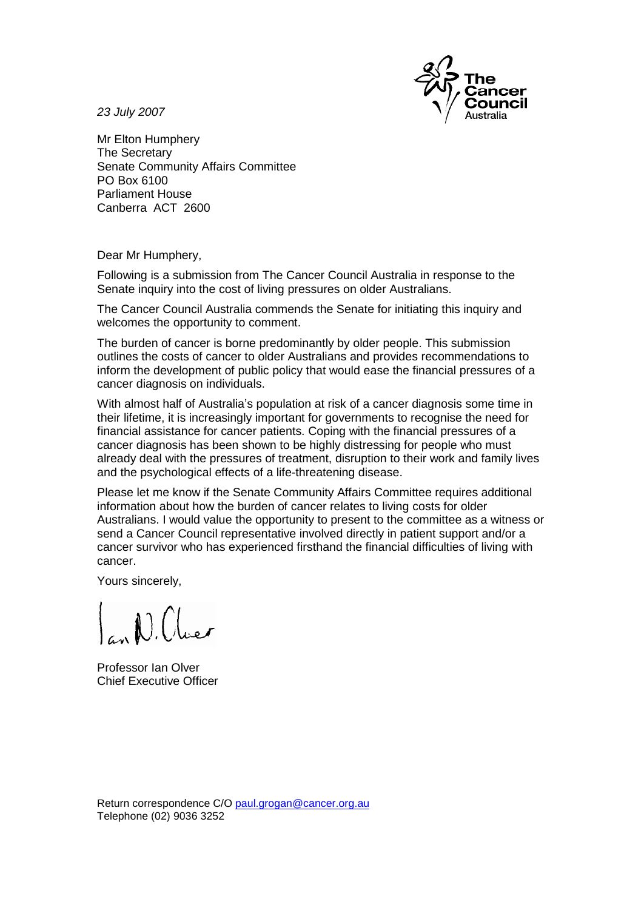*23 July 2007*

Mr Elton Humphery
The Secretary
Senate Community Affairs Committee
PO Box 6100
Parliament House
Canberra ACT 2600

Dear Mr Humphery,

Following is a submission from The Cancer Council Australia in response to the Senate inquiry into the cost of living pressures on older Australians.

The Cancer Council Australia commends the Senate for initiating this inquiry and welcomes the opportunity to comment.

The burden of cancer is borne predominantly by older people. This submission outlines the costs of cancer to older Australians and provides recommendations to inform the development of public policy that would ease the financial pressures of a cancer diagnosis on individuals.

With almost half of Australia's population at risk of a cancer diagnosis some time in their lifetime, it is increasingly important for governments to recognise the need for financial assistance for cancer patients. Coping with the financial pressures of a cancer diagnosis has been shown to be highly distressing for people who must already deal with the pressures of treatment, disruption to their work and family lives and the psychological effects of a life-threatening disease.

Please let me know if the Senate Community Affairs Committee requires additional information about how the burden of cancer relates to living costs for older Australians. I would value the opportunity to present to the committee as a witness or send a Cancer Council representative involved directly in patient support and/or a cancer survivor who has experienced firsthand the financial difficulties of living with cancer.

Yours sincerely,

Professor Ian Olver
Chief Executive Officer

Return correspondence C/O paul.grogan@cancer.org.au
Telephone (02) 9036 3252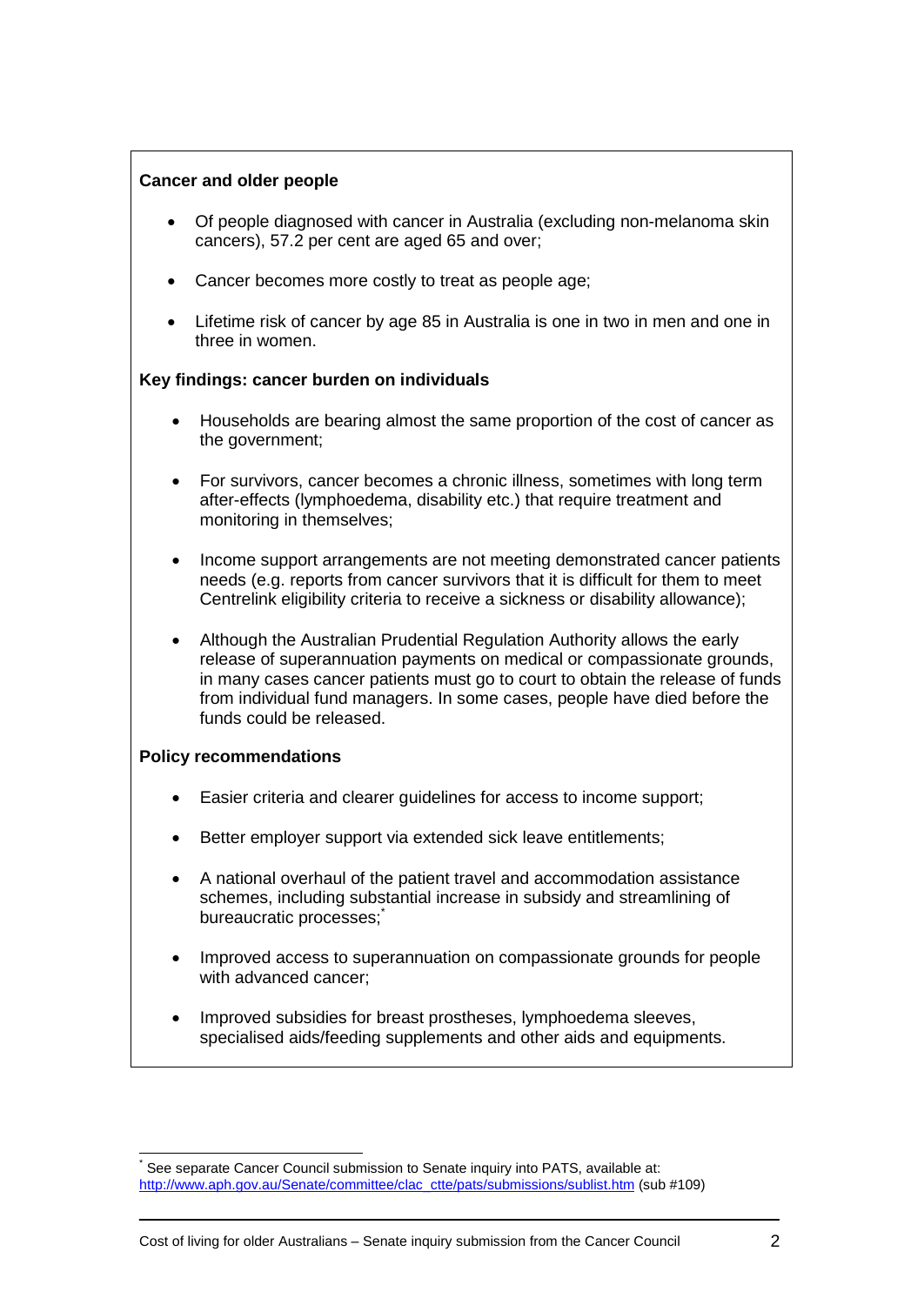**Cancer and older people**

- Of people diagnosed with cancer in Australia (excluding non-melanoma skin cancers), 57.2 per cent are aged 65 and over;
- Cancer becomes more costly to treat as people age;
- Lifetime risk of cancer by age 85 in Australia is one in two in men and one in three in women.

**Key findings: cancer burden on individuals**

- Households are bearing almost the same proportion of the cost of cancer as the government;
- For survivors, cancer becomes a chronic illness, sometimes with long term after-effects (lymphoedema, disability etc.) that require treatment and monitoring in themselves;
- Income support arrangements are not meeting demonstrated cancer patients needs (e.g. reports from cancer survivors that it is difficult for them to meet Centrelink eligibility criteria to receive a sickness or disability allowance);
- Although the Australian Prudential Regulation Authority allows the early release of superannuation payments on medical or compassionate grounds, in many cases cancer patients must go to court to obtain the release of funds from individual fund managers. In some cases, people have died before the funds could be released.

**Policy recommendations**

- Easier criteria and clearer guidelines for access to income support;
- Better employer support via extended sick leave entitlements;
- A national overhaul of the patient travel and accommodation assistance schemes, including substantial increase in subsidy and streamlining of bureaucratic processes;[*]
- Improved access to superannuation on compassionate grounds for people with advanced cancer;
- Improved subsidies for breast prostheses, lymphoedema sleeves, specialised aids/feeding supplements and other aids and equipments.

---

[*] See separate Cancer Council submission to Senate inquiry into PATS, available at: http://www.aph.gov.au/Senate/committee/clac_ctte/pats/submissions/sublist.htm (sub #109)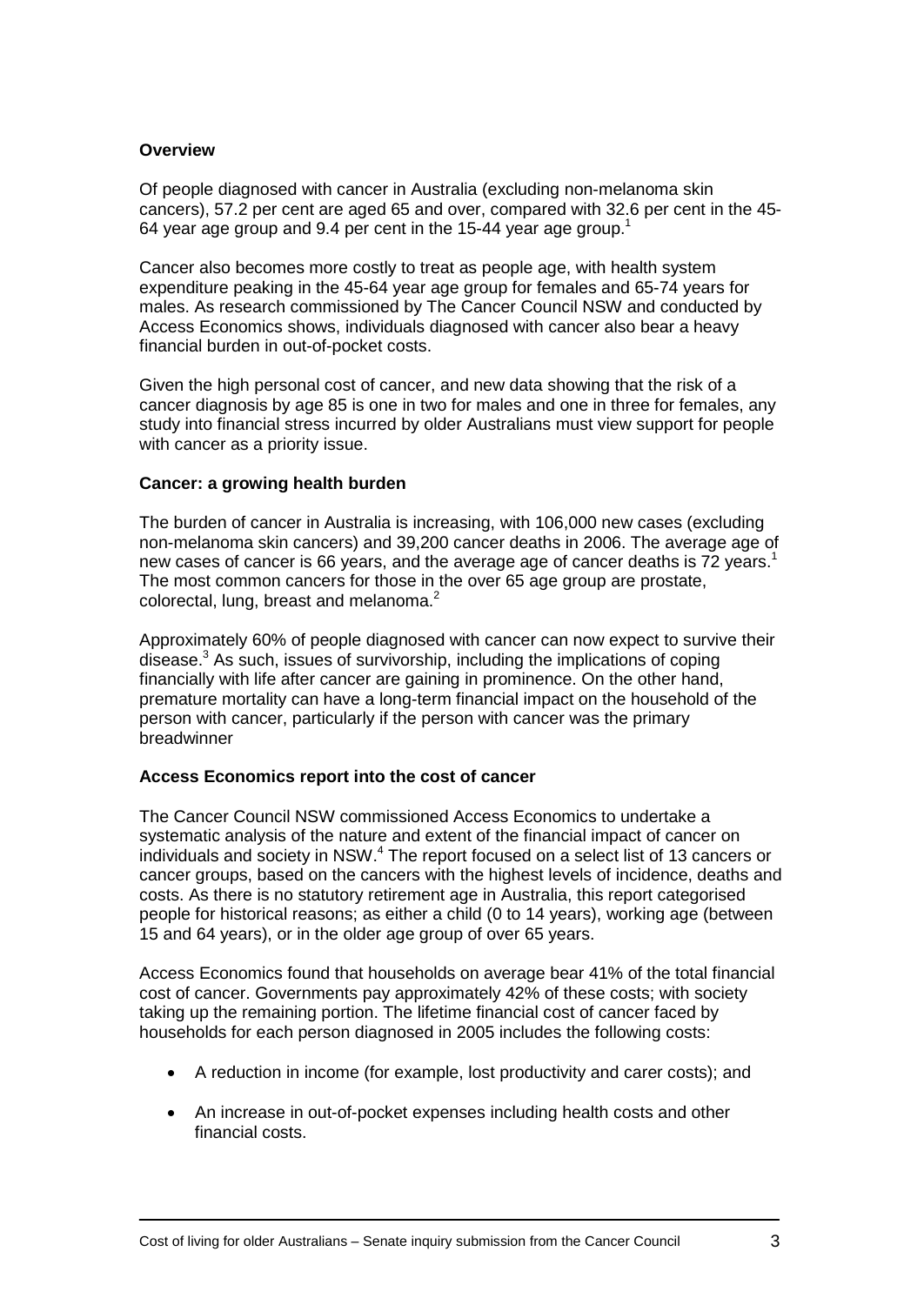**Overview**

Of people diagnosed with cancer in Australia (excluding non-melanoma skin cancers), 57.2 per cent are aged 65 and over, compared with 32.6 per cent in the 45-64 year age group and 9.4 per cent in the 15-44 year age group.[1]

Cancer also becomes more costly to treat as people age, with health system expenditure peaking in the 45-64 year age group for females and 65-74 years for males. As research commissioned by The Cancer Council NSW and conducted by Access Economics shows, individuals diagnosed with cancer also bear a heavy financial burden in out-of-pocket costs.

Given the high personal cost of cancer, and new data showing that the risk of a cancer diagnosis by age 85 is one in two for males and one in three for females, any study into financial stress incurred by older Australians must view support for people with cancer as a priority issue.

**Cancer: a growing health burden**

The burden of cancer in Australia is increasing, with 106,000 new cases (excluding non-melanoma skin cancers) and 39,200 cancer deaths in 2006. The average age of new cases of cancer is 66 years, and the average age of cancer deaths is 72 years.[1] The most common cancers for those in the over 65 age group are prostate, colorectal, lung, breast and melanoma.[2]

Approximately 60% of people diagnosed with cancer can now expect to survive their disease.[3] As such, issues of survivorship, including the implications of coping financially with life after cancer are gaining in prominence. On the other hand, premature mortality can have a long-term financial impact on the household of the person with cancer, particularly if the person with cancer was the primary breadwinner

**Access Economics report into the cost of cancer**

The Cancer Council NSW commissioned Access Economics to undertake a systematic analysis of the nature and extent of the financial impact of cancer on individuals and society in NSW.[4] The report focused on a select list of 13 cancers or cancer groups, based on the cancers with the highest levels of incidence, deaths and costs. As there is no statutory retirement age in Australia, this report categorised people for historical reasons; as either a child (0 to 14 years), working age (between 15 and 64 years), or in the older age group of over 65 years.

Access Economics found that households on average bear 41% of the total financial cost of cancer. Governments pay approximately 42% of these costs; with society taking up the remaining portion. The lifetime financial cost of cancer faced by households for each person diagnosed in 2005 includes the following costs:

- A reduction in income (for example, lost productivity and carer costs); and
- An increase in out-of-pocket expenses including health costs and other financial costs.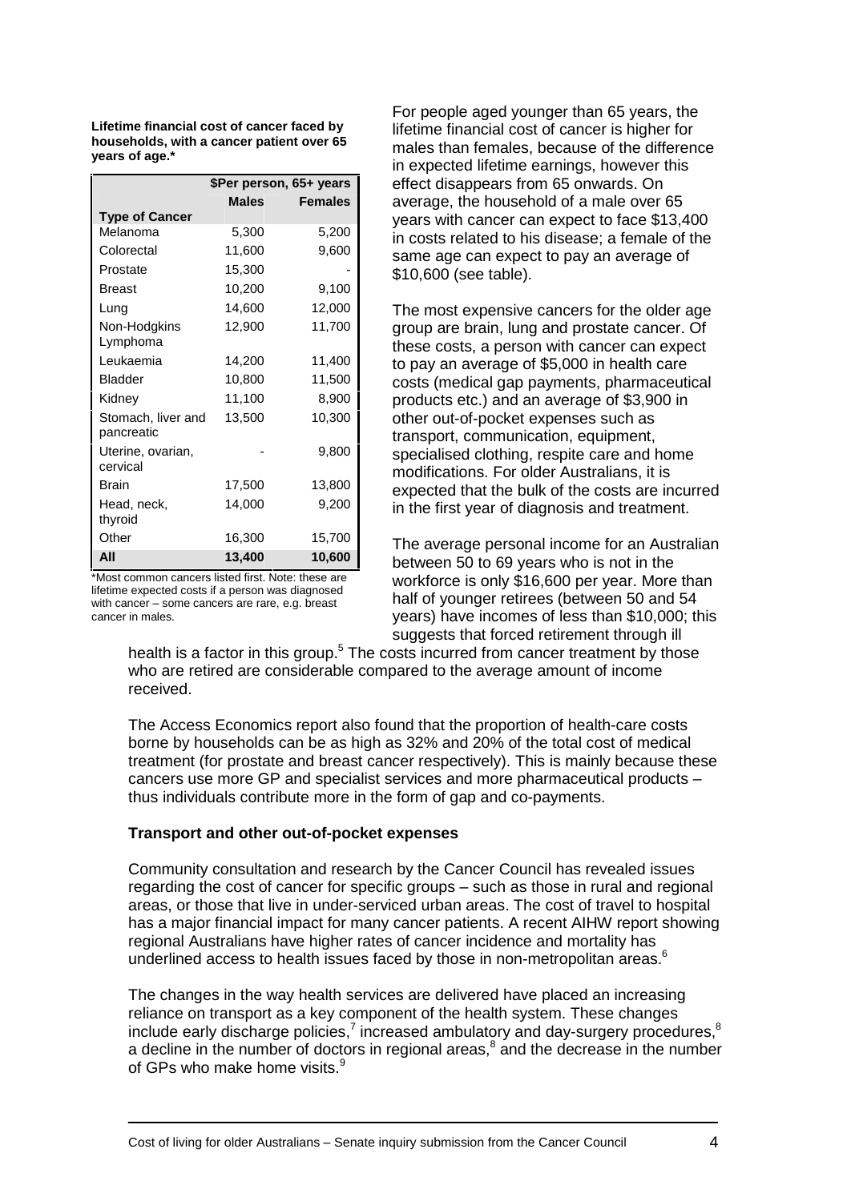**Lifetime financial cost of cancer faced by households, with a cancer patient over 65 years of age.***

| | $Per person, 65+ years | |
|---|---|---|
| | **Males** | **Females** |
| **Type of Cancer** | | |
| Melanoma | 5,300 | 5,200 |
| Colorectal | 11,600 | 9,600 |
| Prostate | 15,300 | - |
| Breast | 10,200 | 9,100 |
| Lung | 14,600 | 12,000 |
| Non-Hodgkins Lymphoma | 12,900 | 11,700 |
| Leukaemia | 14,200 | 11,400 |
| Bladder | 10,800 | 11,500 |
| Kidney | 11,100 | 8,900 |
| Stomach, liver and pancreatic | 13,500 | 10,300 |
| Uterine, ovarian, cervical | - | 9,800 |
| Brain | 17,500 | 13,800 |
| Head, neck, thyroid | 14,000 | 9,200 |
| Other | 16,300 | 15,700 |
| **All** | **13,400** | **10,600** |

*Most common cancers listed first. Note: these are lifetime expected costs if a person was diagnosed with cancer – some cancers are rare, e.g. breast cancer in males.

For people aged younger than 65 years, the lifetime financial cost of cancer is higher for males than females, because of the difference in expected lifetime earnings, however this effect disappears from 65 onwards. On average, the household of a male over 65 years with cancer can expect to face $13,400 in costs related to his disease; a female of the same age can expect to pay an average of $10,600 (see table).

The most expensive cancers for the older age group are brain, lung and prostate cancer. Of these costs, a person with cancer can expect to pay an average of $5,000 in health care costs (medical gap payments, pharmaceutical products etc.) and an average of $3,900 in other out-of-pocket expenses such as transport, communication, equipment, specialised clothing, respite care and home modifications. For older Australians, it is expected that the bulk of the costs are incurred in the first year of diagnosis and treatment.

The average personal income for an Australian between 50 to 69 years who is not in the workforce is only $16,600 per year. More than half of younger retirees (between 50 and 54 years) have incomes of less than $10,000; this suggests that forced retirement through ill health is a factor in this group.[5] The costs incurred from cancer treatment by those who are retired are considerable compared to the average amount of income received.

The Access Economics report also found that the proportion of health-care costs borne by households can be as high as 32% and 20% of the total cost of medical treatment (for prostate and breast cancer respectively). This is mainly because these cancers use more GP and specialist services and more pharmaceutical products – thus individuals contribute more in the form of gap and co-payments.

### Transport and other out-of-pocket expenses

Community consultation and research by the Cancer Council has revealed issues regarding the cost of cancer for specific groups – such as those in rural and regional areas, or those that live in under-serviced urban areas. The cost of travel to hospital has a major financial impact for many cancer patients. A recent AIHW report showing regional Australians have higher rates of cancer incidence and mortality has underlined access to health issues faced by those in non-metropolitan areas.[6]

The changes in the way health services are delivered have placed an increasing reliance on transport as a key component of the health system. These changes include early discharge policies,[7] increased ambulatory and day-surgery procedures,[8] a decline in the number of doctors in regional areas,[8] and the decrease in the number of GPs who make home visits.[9]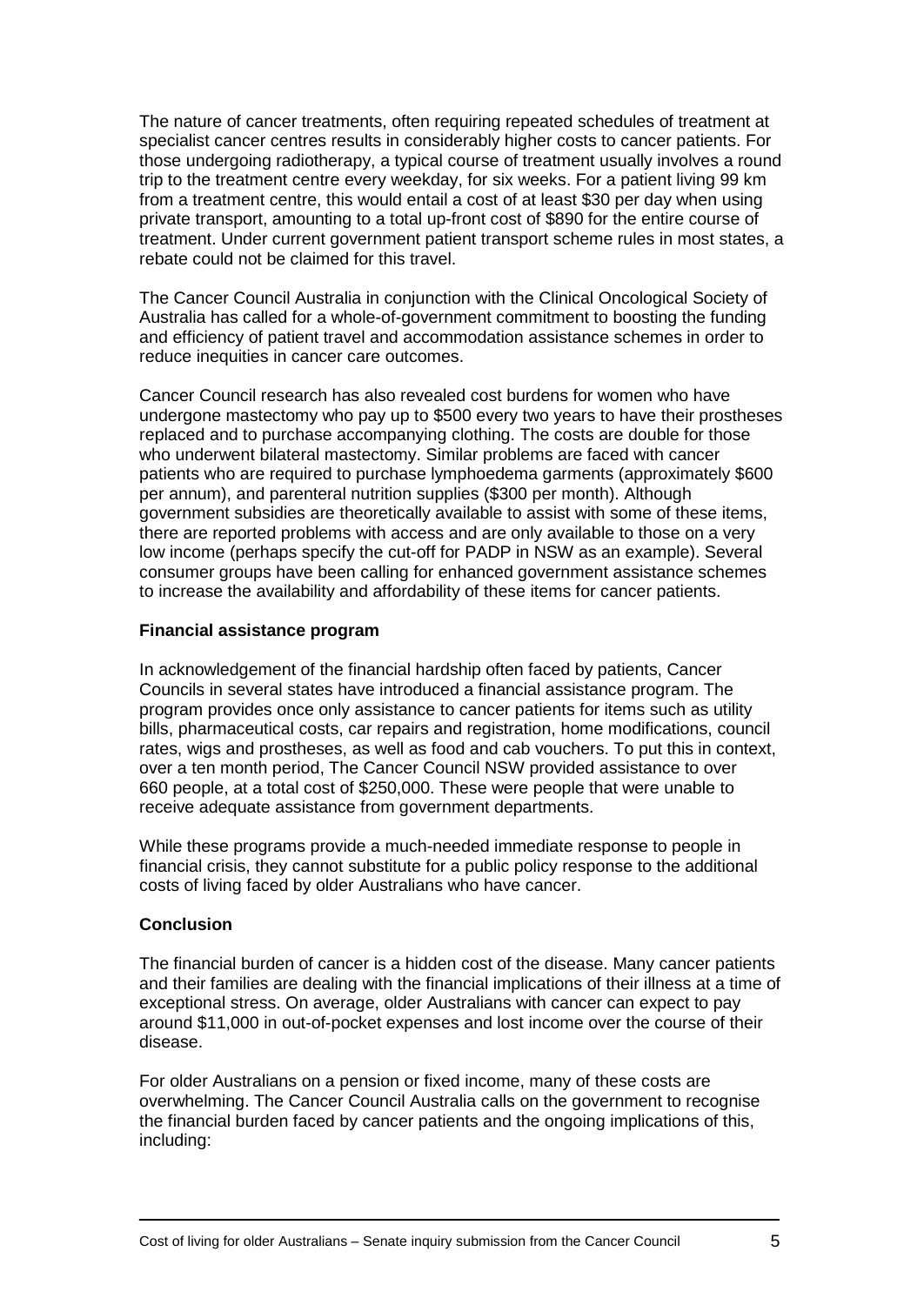The nature of cancer treatments, often requiring repeated schedules of treatment at specialist cancer centres results in considerably higher costs to cancer patients. For those undergoing radiotherapy, a typical course of treatment usually involves a round trip to the treatment centre every weekday, for six weeks. For a patient living 99 km from a treatment centre, this would entail a cost of at least $30 per day when using private transport, amounting to a total up-front cost of $890 for the entire course of treatment. Under current government patient transport scheme rules in most states, a rebate could not be claimed for this travel.

The Cancer Council Australia in conjunction with the Clinical Oncological Society of Australia has called for a whole-of-government commitment to boosting the funding and efficiency of patient travel and accommodation assistance schemes in order to reduce inequities in cancer care outcomes.

Cancer Council research has also revealed cost burdens for women who have undergone mastectomy who pay up to $500 every two years to have their prostheses replaced and to purchase accompanying clothing. The costs are double for those who underwent bilateral mastectomy. Similar problems are faced with cancer patients who are required to purchase lymphoedema garments (approximately $600 per annum), and parenteral nutrition supplies ($300 per month). Although government subsidies are theoretically available to assist with some of these items, there are reported problems with access and are only available to those on a very low income (perhaps specify the cut-off for PADP in NSW as an example). Several consumer groups have been calling for enhanced government assistance schemes to increase the availability and affordability of these items for cancer patients.

**Financial assistance program**

In acknowledgement of the financial hardship often faced by patients, Cancer Councils in several states have introduced a financial assistance program. The program provides once only assistance to cancer patients for items such as utility bills, pharmaceutical costs, car repairs and registration, home modifications, council rates, wigs and prostheses, as well as food and cab vouchers. To put this in context, over a ten month period, The Cancer Council NSW provided assistance to over 660 people, at a total cost of $250,000. These were people that were unable to receive adequate assistance from government departments.

While these programs provide a much-needed immediate response to people in financial crisis, they cannot substitute for a public policy response to the additional costs of living faced by older Australians who have cancer.

**Conclusion**

The financial burden of cancer is a hidden cost of the disease. Many cancer patients and their families are dealing with the financial implications of their illness at a time of exceptional stress. On average, older Australians with cancer can expect to pay around $11,000 in out-of-pocket expenses and lost income over the course of their disease.

For older Australians on a pension or fixed income, many of these costs are overwhelming. The Cancer Council Australia calls on the government to recognise the financial burden faced by cancer patients and the ongoing implications of this, including: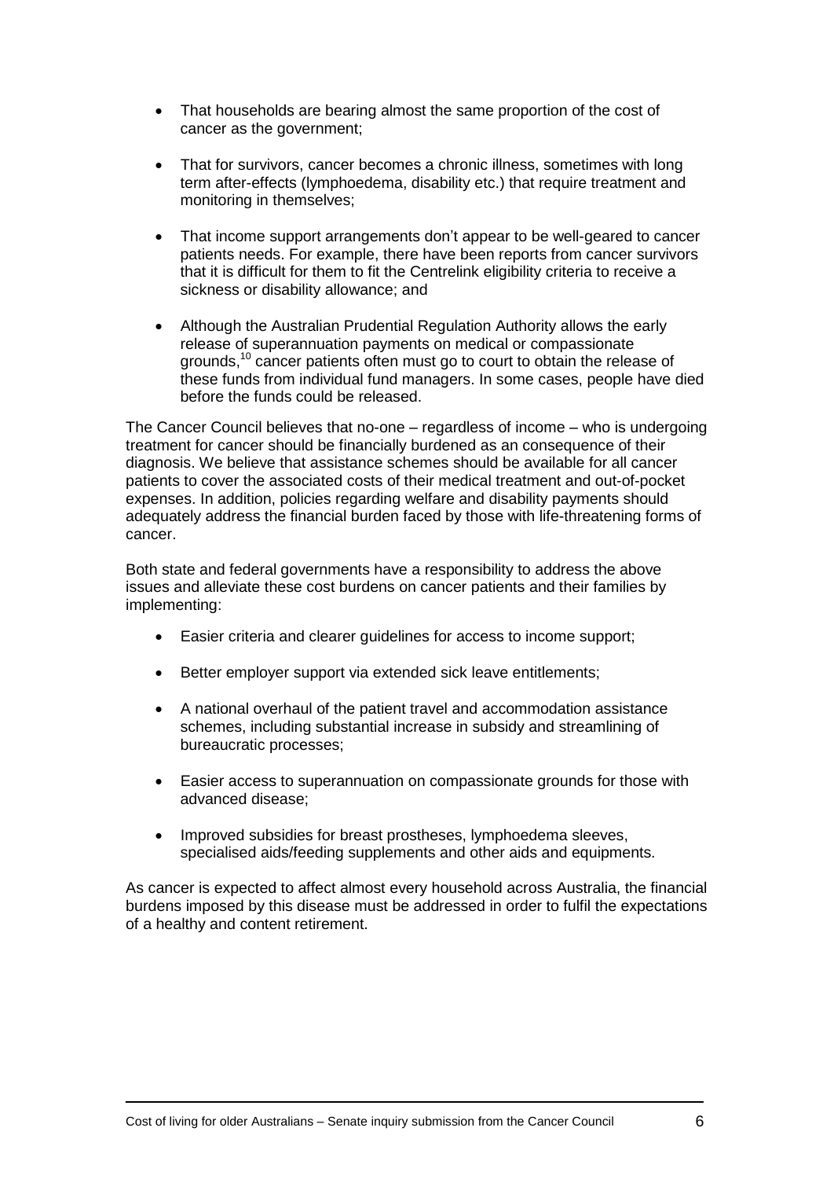- That households are bearing almost the same proportion of the cost of cancer as the government;
- That for survivors, cancer becomes a chronic illness, sometimes with long term after-effects (lymphoedema, disability etc.) that require treatment and monitoring in themselves;
- That income support arrangements don't appear to be well-geared to cancer patients needs. For example, there have been reports from cancer survivors that it is difficult for them to fit the Centrelink eligibility criteria to receive a sickness or disability allowance; and
- Although the Australian Prudential Regulation Authority allows the early release of superannuation payments on medical or compassionate grounds,[10] cancer patients often must go to court to obtain the release of these funds from individual fund managers. In some cases, people have died before the funds could be released.

The Cancer Council believes that no-one – regardless of income – who is undergoing treatment for cancer should be financially burdened as an consequence of their diagnosis. We believe that assistance schemes should be available for all cancer patients to cover the associated costs of their medical treatment and out-of-pocket expenses. In addition, policies regarding welfare and disability payments should adequately address the financial burden faced by those with life-threatening forms of cancer.

Both state and federal governments have a responsibility to address the above issues and alleviate these cost burdens on cancer patients and their families by implementing:

- Easier criteria and clearer guidelines for access to income support;
- Better employer support via extended sick leave entitlements;
- A national overhaul of the patient travel and accommodation assistance schemes, including substantial increase in subsidy and streamlining of bureaucratic processes;
- Easier access to superannuation on compassionate grounds for those with advanced disease;
- Improved subsidies for breast prostheses, lymphoedema sleeves, specialised aids/feeding supplements and other aids and equipments.

As cancer is expected to affect almost every household across Australia, the financial burdens imposed by this disease must be addressed in order to fulfil the expectations of a healthy and content retirement.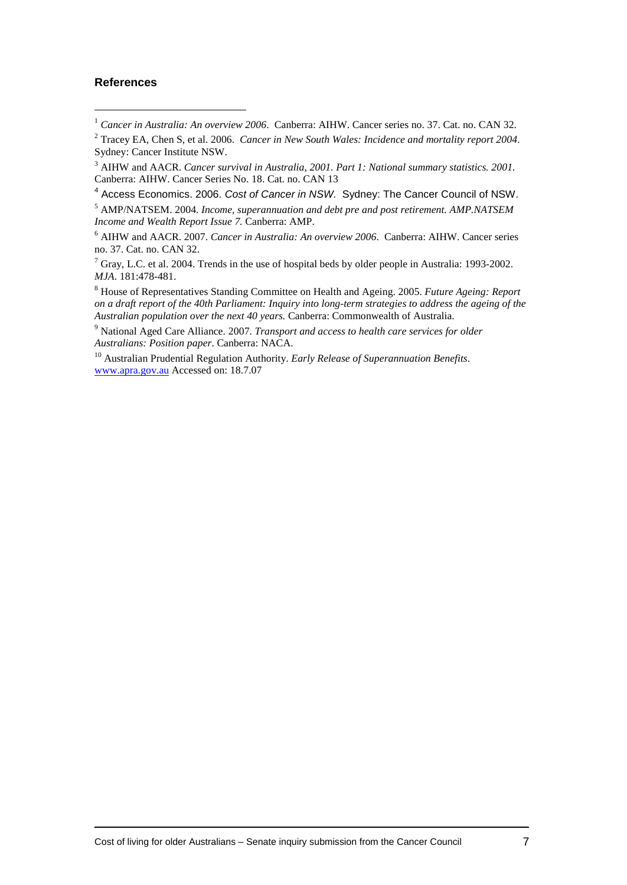### References

[1] *Cancer in Australia: An overview 2006*. Canberra: AIHW. Cancer series no. 37. Cat. no. CAN 32.

[2] Tracey EA, Chen S, et al. 2006. *Cancer in New South Wales: Incidence and mortality report 2004*. Sydney: Cancer Institute NSW.

[3] AIHW and AACR. *Cancer survival in Australia, 2001. Part 1: National summary statistics. 2001.* Canberra: AIHW. Cancer Series No. 18. Cat. no. CAN 13

[4] Access Economics. 2006. *Cost of Cancer in NSW.* Sydney: The Cancer Council of NSW.

[5] AMP/NATSEM. 2004. *Income, superannuation and debt pre and post retirement. AMP.NATSEM Income and Wealth Report Issue 7.* Canberra: AMP.

[6] AIHW and AACR. 2007. *Cancer in Australia: An overview 2006*. Canberra: AIHW. Cancer series no. 37. Cat. no. CAN 32.

[7] Gray, L.C. et al. 2004. Trends in the use of hospital beds by older people in Australia: 1993-2002. *MJA*. 181:478-481.

[8] House of Representatives Standing Committee on Health and Ageing. 2005. *Future Ageing: Report on a draft report of the 40th Parliament: Inquiry into long-term strategies to address the ageing of the Australian population over the next 40 years.* Canberra: Commonwealth of Australia.

[9] National Aged Care Alliance. 2007. *Transport and access to health care services for older Australians: Position paper*. Canberra: NACA.

[10] Australian Prudential Regulation Authority. *Early Release of Superannuation Benefits*. www.apra.gov.au Accessed on: 18.7.07